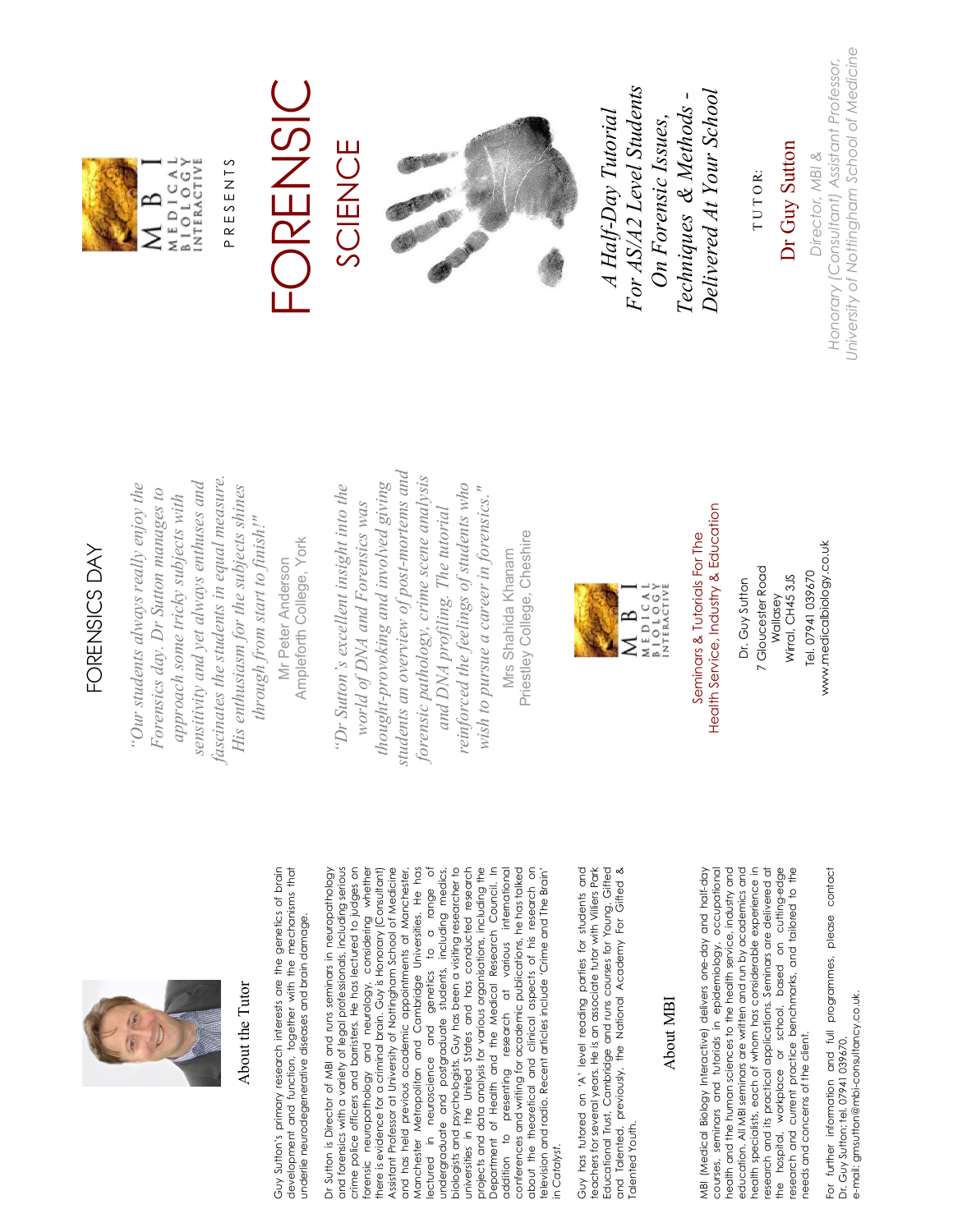## About the Tutor

Guy Sutton's primary research interests are the genetics of brain development and function, together with the mechanisms that underlie neurodegenerative diseases and brain damage.

Dr Sutton is Director of MBI and runs seminars in neuropathology and forensics with a variety of legal professionals, including serious crime police officers and barristers. He has lectured to judges on forensic neuropathology and neurology, considering whether there is evidence for a criminal brain. Guy is Honorary (Consultant) Assistant Professor at University of Nottingham School of Medicine and has held previous academic appointments at Manchester, Manchester Metropolitan and Cambridge Universities. He has lectured in neuroscience and genetics to a range of undergraduate and postgraduate students, including medics, biologists and psychologists. Guy has been a visiting researcher to universities in the United States and has conducted research projects and data analysis for various organisations, including the Department of Health and the Medical Research Council. In addition to presenting research at various international conferences and writing for academic publications, he has talked about the theoretical and clinical aspects of his research on television and radio. Recent articles include 'Crime and The Brain' in *Catalyst*.

Guy has tutored on 'A' level reading parties for students and teachers for several years. He is an associate tutor with Villiers Park Educational Trust, Cambridge and runs courses for Young, Gifted and Talented, previously, the National Academy For Gifted & Talented Youth.

## About MBI

MBI (Medical Biology Interactive) delivers one-day and half-day courses, seminars and tutorials in epidemiology, occupational health and the human sciences to the health service, industry and education. All MBI seminars are written and run by academics and health specialists, each of whom has considerable experience in research and its practical applications. Seminars are delivered at the hospital, workplace or school, based on cutting-edge research and current practice benchmarks, and tailored to the needs and concerns of the client.

For further information and full programmes, please contact Dr. Guy Sutton; tel. 07941 039670.
e-mail: gmsutton@mbi-consultancy.co.uk.

## FORENSICS DAY

*"Our students always really enjoy the Forensics day. Dr Sutton manages to approach some tricky subjects with sensitivity and yet always enthuses and fascinates the students in equal measure. His enthusiasm for the subjects shines through from start to finish!"*

Mr Peter Anderson
Ampleforth College, York

*"Dr Sutton's excellent insight into the world of DNA and Forensics was thought-provoking and involved giving students an overview of post-mortems and forensic pathology, crime scene analysis and DNA profiling. The tutorial reinforced the feelings of students who wish to pursue a career in forensics."*

Mrs Shahida Khanam
Priestley College, Cheshire

MBI MEDICAL BIOLOGY INTERACTIVE

Seminars & Tutorials For The Health Service, Industry & Education

Dr. Guy Sutton
7 Gloucester Road
Wallasey
Wirral, CH45 3JS
Tel. 07941 039670
www.medicalbiology.co.uk

MBI MEDICAL BIOLOGY INTERACTIVE

PRESENTS

# FORENSIC SCIENCE

*A Half-Day Tutorial For AS/A2 Level Students On Forensic Issues, Techniques & Methods - Delivered At Your School*

TUTOR:

**Dr Guy Sutton**

*Director, MBI & Honorary (Consultant) Assistant Professor, University of Nottingham School of Medicine*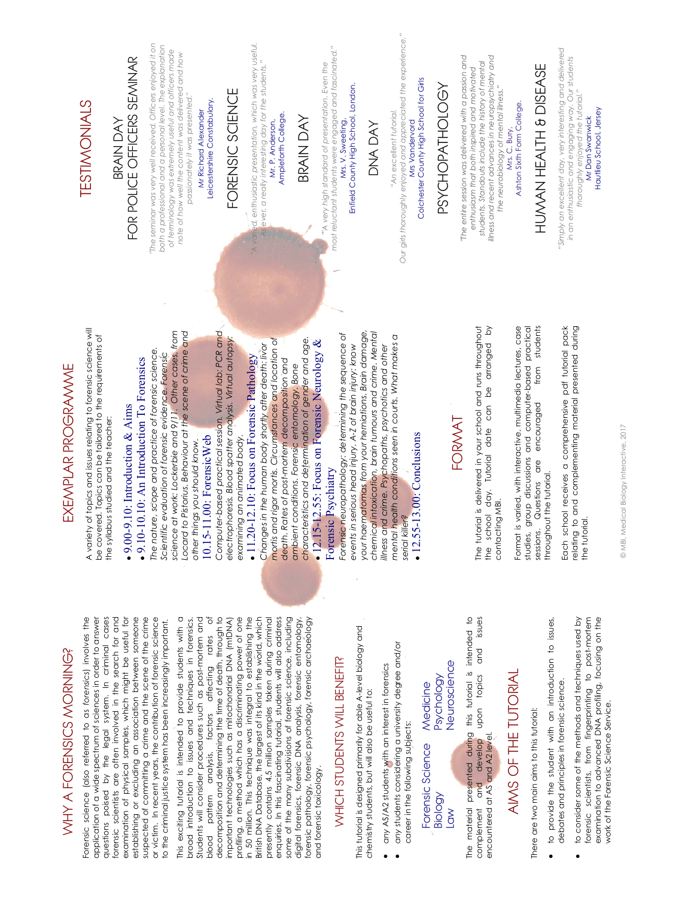## WHY A FORENSICS MORNING?

Forensic science (also referred to as forensics) involves the application of a wide spectrum of sciences in order to answer questions posed by the legal system. In criminal cases forensic scientists are often involved in the search for and examination of physical samples, which might be useful for establishing or excluding an association between someone suspected of committing a crime and the scene of the crime or victim. In recent years, the contribution of forensic science to the criminal justice system has been increasingly important.

This exciting tutorial is intended to provide students with a broad introduction to issues and techniques in forensics. Students will consider procedures such as post-mortem and blood pattern analysis, factors affecting rates of decomposition and determining the time of death, through to important technologies such as mitochondrial DNA (mtDNA) profiling, a method which has a discriminating power of one in 50 million. This technique was integral to establishing the British DNA Database, the largest of its kind in the world, which presently contains 4.5 million samples taken during criminal enquiries. In this fascinating tutorial, students will also address some of the many subdivisions of forensic science, including digital forensics, forensic DNA analysis, forensic entomology, forensic pathology, forensic psychology, forensic archaeology and forensic toxicology.

## WHICH STUDENTS WILL BENEFIT?

This tutorial is designed primarily for able A-level biology and chemistry students, but will also be useful to:

- any AS/A2 students with an interest in forensics
- any students considering a university degree and/or career in the following subjects:

| | |
|---|---|
| Forensic Science | Medicine |
| Biology | Psychology |
| Law | Neuroscience |

The material presented during this tutorial is intended to complement and develop upon topics and issues encountered at AS and A2 level.

## AIMS OF THE TUTORIAL

There are two main aims to this tutorial:

- to provide the student with an introduction to issues, debates and principles in forensic science.
- to consider some of the methods and techniques used by forensic scientists, from fingerprinting to post-mortem examination to advanced DNA profiling, focusing on the work of the Forensic Science Service.

## EXEMPLAR PROGRAMME

A variety of topics and issues relating to forensic science will be covered. Topics can be tailored to the requirements of the syllabus studied and the teacher:

- **9.00-9.10: Introduction & Aims**
- **9.10-10.10: An Introduction To Forensics**

*The nature, scope and practice of forensic science. Scientific evaluation of forensic evidence. Forensic science at work: Lockerbie and 9/11. Other cases, from Locard to Pistorius. Behaviour at the scene of crime and other things you should know.*

**10.15-11.00: Forensic Web**

*Computer-based practical session. Virtual lab: PCR and electrophoresis. Blood spatter analysis. Virtual autopsy: examining an animated body.*

- **11.20-12.10: Focus on Forensic Pathology**

*Changes in the human body shortly after death: livor mortis and rigor mortis. Circumstances and location of death. Rates of post-mortem decomposition and ambient conditions. Forensic entomology. Bone characteristics and determination of gender and age.*

- **12.15-12.55: Focus on Forensic Neurology & Forensic Psychiatry**

*Forensic neuropathology: determining the sequence of events in serious head injury. A-Z of brain injury: know your haematomas from your herniations. Brain damage, chemical intoxication, brain tumours and crime. Mental illness and crime. Psychopaths, psychotics and other mental health conditions seen in courts. What makes a serial killer?*

- **12.55-13.00: Conclusions**

## FORMAT

The tutorial is delivered in your school and runs throughout the school day. Tutorial date can be arranged by contacting MBI.

Format is varied, with interactive, multimedia lectures, case studies, group discussions and computer-based practical sessions. Questions are encouraged from students throughout the tutorial.

Each school receives a comprehensive pdf tutorial pack relating to and complementing material presented during the tutorial.

© MBI, Medical Biology Interactive, 2017

## TESTIMONIALS

### BRAIN DAY FOR POLICE OFFICERS SEMINAR

*"The seminar was very well received. Officers enjoyed it on both a professional and a personal level. The explanation of terminology was extremely useful and officers made note of how well the content was delivered and how passionately it was presented."*

Mr Richard Alexander
Leicestershire Constabulary.

### FORENSIC SCIENCE

*"A varied, enthusiastic presentation, which was very useful. As ever, a really interesting day for the students."*

Mr. P. Anderson,
Ampleforth College.

### BRAIN DAY

*"A very high standard of presentation. Even the most reluctant students were engaged and fascinated."*

Mrs. V. Sweeting,
Enfield County High School, London.

### DNA DAY

*"An excellent tutorial. Our girls thoroughly enjoyed and appreciated the experience."*

Mrs Vandervord
Colchester County High School for Girls

### PSYCHOPATHOLOGY

*"The entire session was delivered with a passion and enthusiasm that both inspired and motivated students. Standouts include the history of mental illness and recent advances in neuropsychiatry and the neurobiology of mental illness."*

Mrs. C. Bury,
Ashton Sixth Form College.

### HUMAN HEALTH & DISEASE

*"Simply an excellent day, very interesting and delivered in an enthusiastic and engaging way. Our students thoroughly enjoyed the tutorial."*

Mr Dan Swanwick
Hautlieu School, Jersey